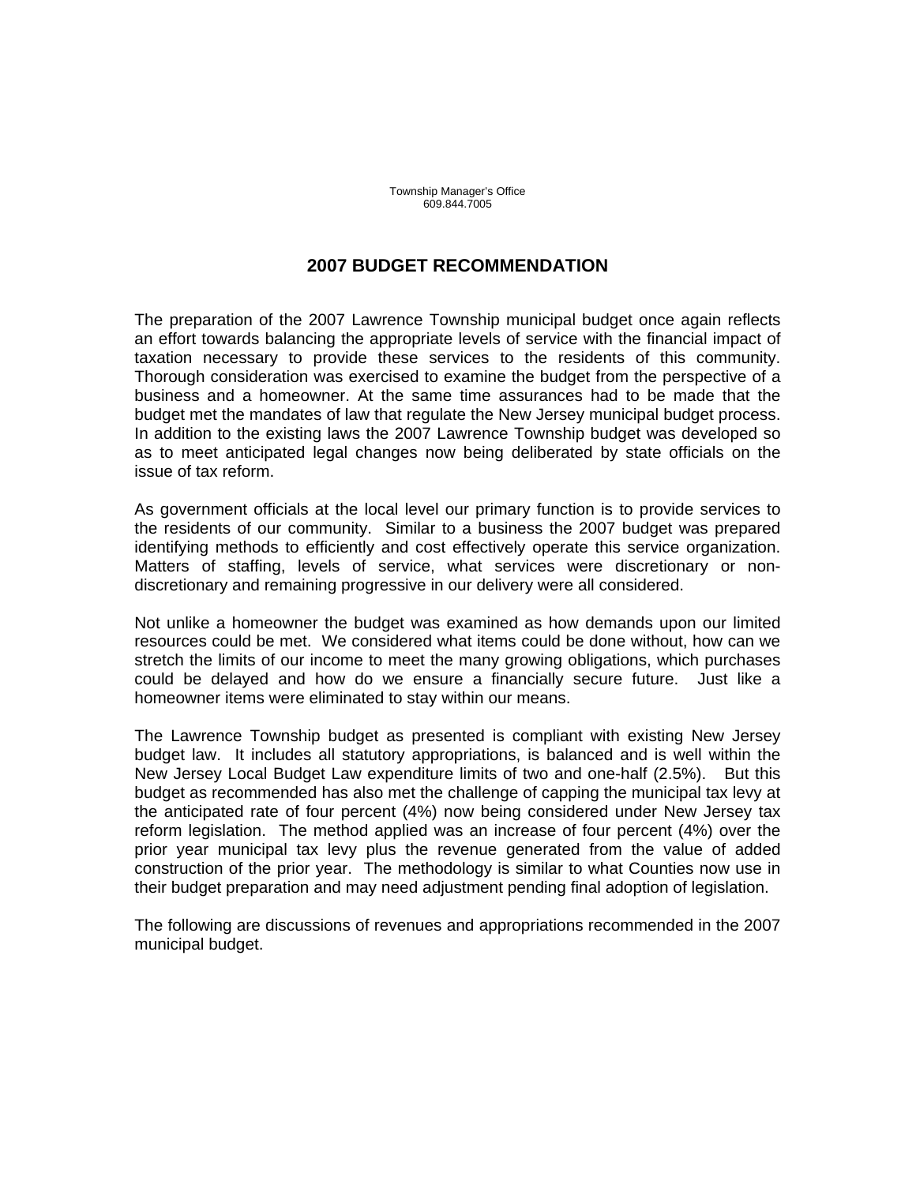Township Manager's Office
609.844.7005

# 2007 BUDGET RECOMMENDATION

The preparation of the 2007 Lawrence Township municipal budget once again reflects an effort towards balancing the appropriate levels of service with the financial impact of taxation necessary to provide these services to the residents of this community. Thorough consideration was exercised to examine the budget from the perspective of a business and a homeowner. At the same time assurances had to be made that the budget met the mandates of law that regulate the New Jersey municipal budget process. In addition to the existing laws the 2007 Lawrence Township budget was developed so as to meet anticipated legal changes now being deliberated by state officials on the issue of tax reform.

As government officials at the local level our primary function is to provide services to the residents of our community. Similar to a business the 2007 budget was prepared identifying methods to efficiently and cost effectively operate this service organization. Matters of staffing, levels of service, what services were discretionary or non-discretionary and remaining progressive in our delivery were all considered.

Not unlike a homeowner the budget was examined as how demands upon our limited resources could be met. We considered what items could be done without, how can we stretch the limits of our income to meet the many growing obligations, which purchases could be delayed and how do we ensure a financially secure future. Just like a homeowner items were eliminated to stay within our means.

The Lawrence Township budget as presented is compliant with existing New Jersey budget law. It includes all statutory appropriations, is balanced and is well within the New Jersey Local Budget Law expenditure limits of two and one-half (2.5%). But this budget as recommended has also met the challenge of capping the municipal tax levy at the anticipated rate of four percent (4%) now being considered under New Jersey tax reform legislation. The method applied was an increase of four percent (4%) over the prior year municipal tax levy plus the revenue generated from the value of added construction of the prior year. The methodology is similar to what Counties now use in their budget preparation and may need adjustment pending final adoption of legislation.

The following are discussions of revenues and appropriations recommended in the 2007 municipal budget.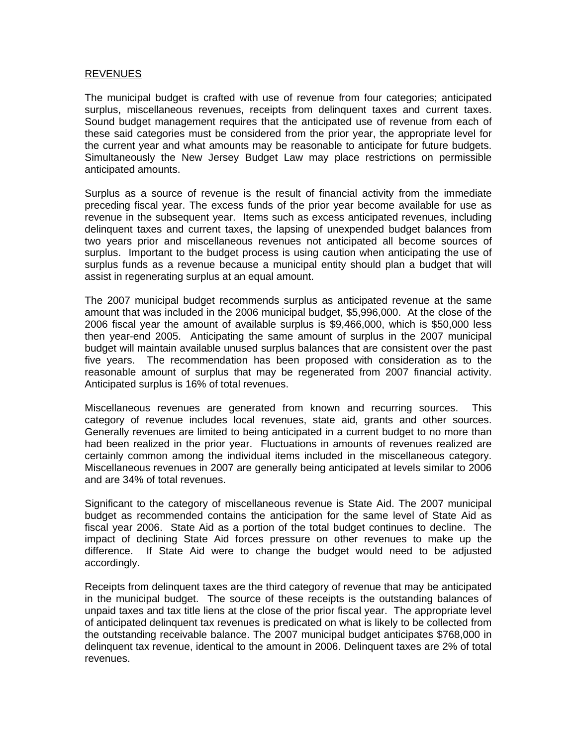## REVENUES

The municipal budget is crafted with use of revenue from four categories; anticipated surplus, miscellaneous revenues, receipts from delinquent taxes and current taxes. Sound budget management requires that the anticipated use of revenue from each of these said categories must be considered from the prior year, the appropriate level for the current year and what amounts may be reasonable to anticipate for future budgets. Simultaneously the New Jersey Budget Law may place restrictions on permissible anticipated amounts.

Surplus as a source of revenue is the result of financial activity from the immediate preceding fiscal year. The excess funds of the prior year become available for use as revenue in the subsequent year. Items such as excess anticipated revenues, including delinquent taxes and current taxes, the lapsing of unexpended budget balances from two years prior and miscellaneous revenues not anticipated all become sources of surplus. Important to the budget process is using caution when anticipating the use of surplus funds as a revenue because a municipal entity should plan a budget that will assist in regenerating surplus at an equal amount.

The 2007 municipal budget recommends surplus as anticipated revenue at the same amount that was included in the 2006 municipal budget, $5,996,000. At the close of the 2006 fiscal year the amount of available surplus is $9,466,000, which is $50,000 less then year-end 2005. Anticipating the same amount of surplus in the 2007 municipal budget will maintain available unused surplus balances that are consistent over the past five years. The recommendation has been proposed with consideration as to the reasonable amount of surplus that may be regenerated from 2007 financial activity. Anticipated surplus is 16% of total revenues.

Miscellaneous revenues are generated from known and recurring sources. This category of revenue includes local revenues, state aid, grants and other sources. Generally revenues are limited to being anticipated in a current budget to no more than had been realized in the prior year. Fluctuations in amounts of revenues realized are certainly common among the individual items included in the miscellaneous category. Miscellaneous revenues in 2007 are generally being anticipated at levels similar to 2006 and are 34% of total revenues.

Significant to the category of miscellaneous revenue is State Aid. The 2007 municipal budget as recommended contains the anticipation for the same level of State Aid as fiscal year 2006. State Aid as a portion of the total budget continues to decline. The impact of declining State Aid forces pressure on other revenues to make up the difference. If State Aid were to change the budget would need to be adjusted accordingly.

Receipts from delinquent taxes are the third category of revenue that may be anticipated in the municipal budget. The source of these receipts is the outstanding balances of unpaid taxes and tax title liens at the close of the prior fiscal year. The appropriate level of anticipated delinquent tax revenues is predicated on what is likely to be collected from the outstanding receivable balance. The 2007 municipal budget anticipates $768,000 in delinquent tax revenue, identical to the amount in 2006. Delinquent taxes are 2% of total revenues.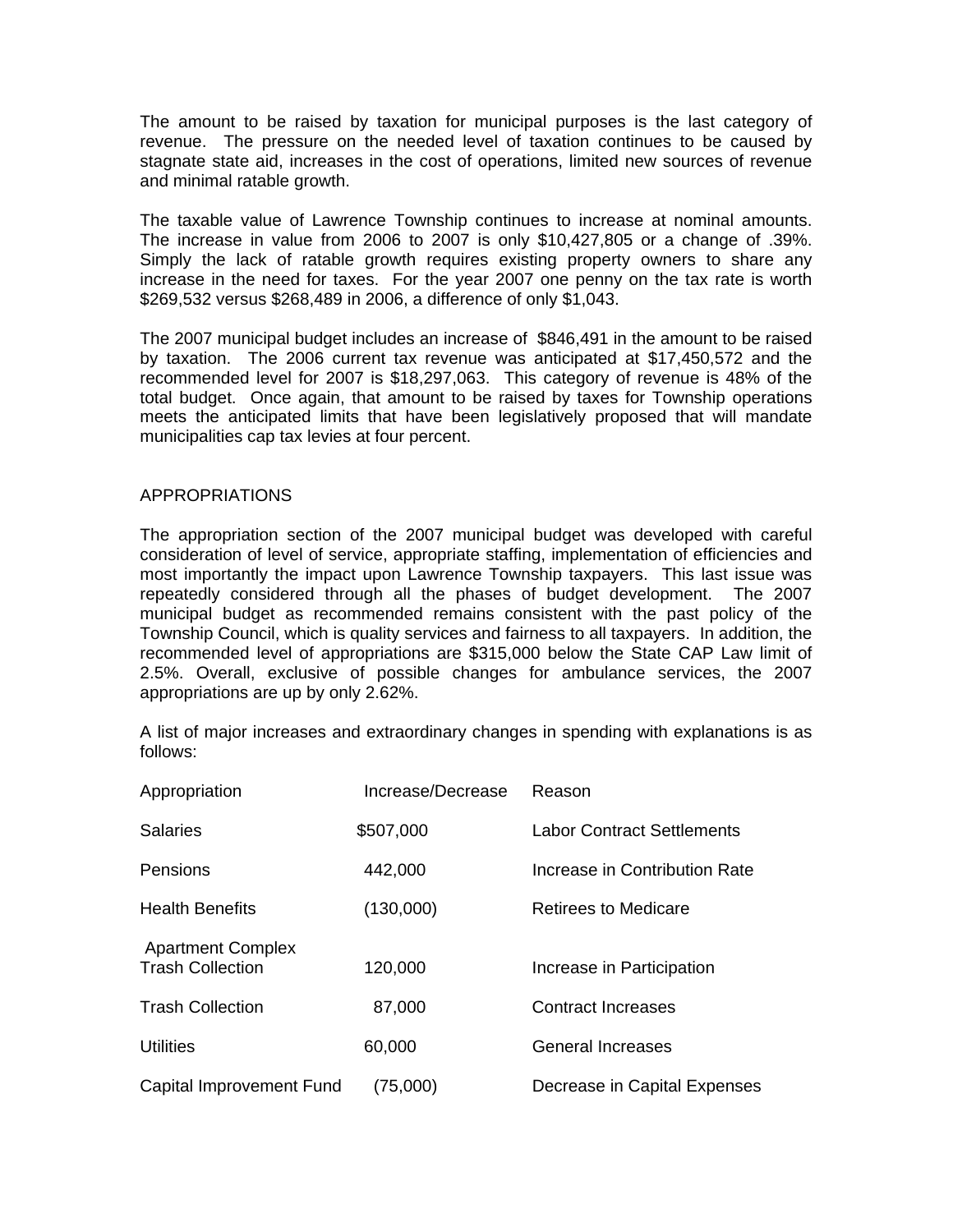The amount to be raised by taxation for municipal purposes is the last category of revenue. The pressure on the needed level of taxation continues to be caused by stagnate state aid, increases in the cost of operations, limited new sources of revenue and minimal ratable growth.

The taxable value of Lawrence Township continues to increase at nominal amounts. The increase in value from 2006 to 2007 is only $10,427,805 or a change of .39%. Simply the lack of ratable growth requires existing property owners to share any increase in the need for taxes. For the year 2007 one penny on the tax rate is worth $269,532 versus $268,489 in 2006, a difference of only $1,043.

The 2007 municipal budget includes an increase of $846,491 in the amount to be raised by taxation. The 2006 current tax revenue was anticipated at $17,450,572 and the recommended level for 2007 is $18,297,063. This category of revenue is 48% of the total budget. Once again, that amount to be raised by taxes for Township operations meets the anticipated limits that have been legislatively proposed that will mandate municipalities cap tax levies at four percent.

## APPROPRIATIONS

The appropriation section of the 2007 municipal budget was developed with careful consideration of level of service, appropriate staffing, implementation of efficiencies and most importantly the impact upon Lawrence Township taxpayers. This last issue was repeatedly considered through all the phases of budget development. The 2007 municipal budget as recommended remains consistent with the past policy of the Township Council, which is quality services and fairness to all taxpayers. In addition, the recommended level of appropriations are $315,000 below the State CAP Law limit of 2.5%. Overall, exclusive of possible changes for ambulance services, the 2007 appropriations are up by only 2.62%.

A list of major increases and extraordinary changes in spending with explanations is as follows:

| Appropriation | Increase/Decrease | Reason |
|---|---|---|
| Salaries | $507,000 | Labor Contract Settlements |
| Pensions | 442,000 | Increase in Contribution Rate |
| Health Benefits | (130,000) | Retirees to Medicare |
| Apartment Complex Trash Collection | 120,000 | Increase in Participation |
| Trash Collection | 87,000 | Contract Increases |
| Utilities | 60,000 | General Increases |
| Capital Improvement Fund | (75,000) | Decrease in Capital Expenses |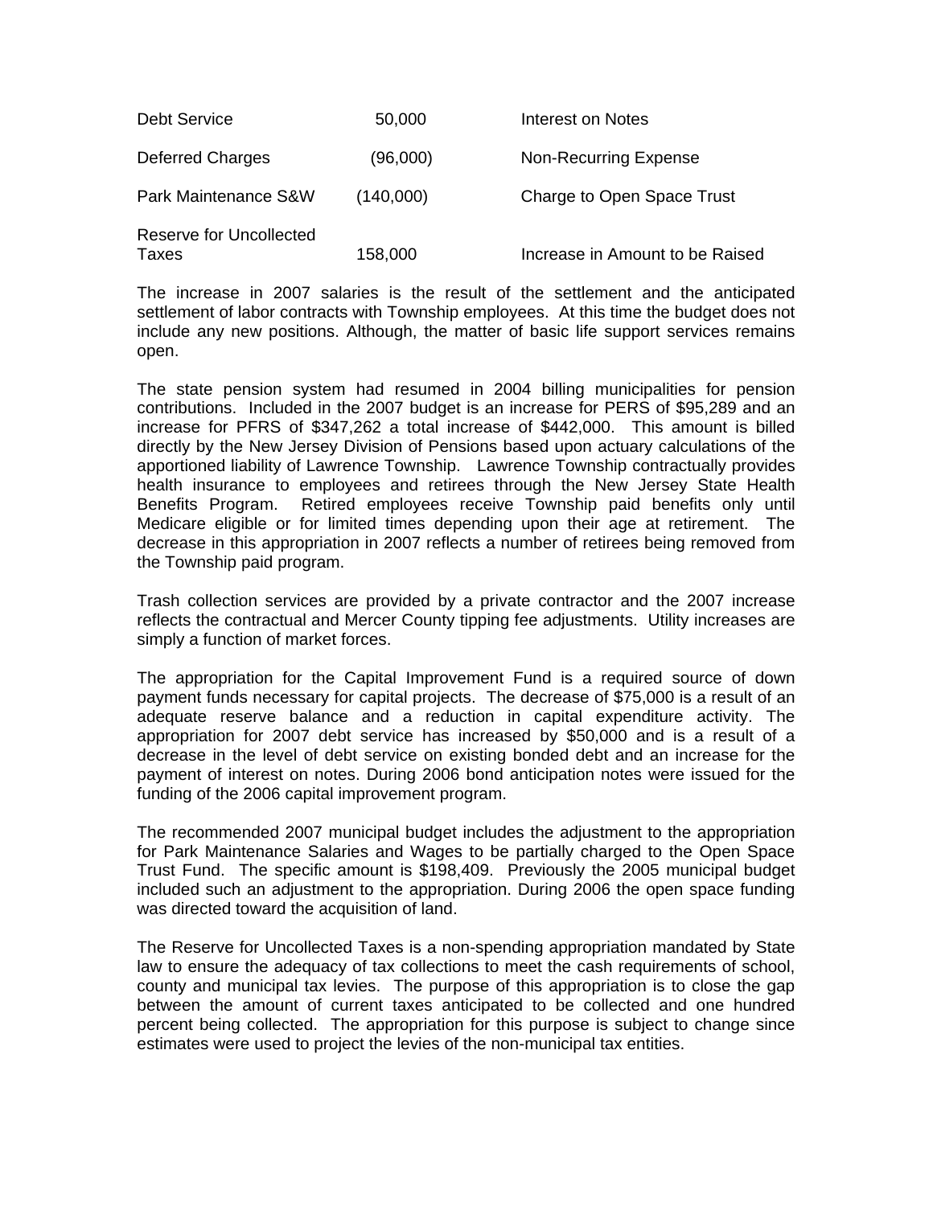| | | |
|---|---|---|
| Debt Service | 50,000 | Interest on Notes |
| Deferred Charges | (96,000) | Non-Recurring Expense |
| Park Maintenance S&W | (140,000) | Charge to Open Space Trust |
| Reserve for Uncollected Taxes | 158,000 | Increase in Amount to be Raised |

The increase in 2007 salaries is the result of the settlement and the anticipated settlement of labor contracts with Township employees. At this time the budget does not include any new positions. Although, the matter of basic life support services remains open.

The state pension system had resumed in 2004 billing municipalities for pension contributions. Included in the 2007 budget is an increase for PERS of $95,289 and an increase for PFRS of $347,262 a total increase of $442,000. This amount is billed directly by the New Jersey Division of Pensions based upon actuary calculations of the apportioned liability of Lawrence Township. Lawrence Township contractually provides health insurance to employees and retirees through the New Jersey State Health Benefits Program. Retired employees receive Township paid benefits only until Medicare eligible or for limited times depending upon their age at retirement. The decrease in this appropriation in 2007 reflects a number of retirees being removed from the Township paid program.

Trash collection services are provided by a private contractor and the 2007 increase reflects the contractual and Mercer County tipping fee adjustments. Utility increases are simply a function of market forces.

The appropriation for the Capital Improvement Fund is a required source of down payment funds necessary for capital projects. The decrease of $75,000 is a result of an adequate reserve balance and a reduction in capital expenditure activity. The appropriation for 2007 debt service has increased by $50,000 and is a result of a decrease in the level of debt service on existing bonded debt and an increase for the payment of interest on notes. During 2006 bond anticipation notes were issued for the funding of the 2006 capital improvement program.

The recommended 2007 municipal budget includes the adjustment to the appropriation for Park Maintenance Salaries and Wages to be partially charged to the Open Space Trust Fund. The specific amount is $198,409. Previously the 2005 municipal budget included such an adjustment to the appropriation. During 2006 the open space funding was directed toward the acquisition of land.

The Reserve for Uncollected Taxes is a non-spending appropriation mandated by State law to ensure the adequacy of tax collections to meet the cash requirements of school, county and municipal tax levies. The purpose of this appropriation is to close the gap between the amount of current taxes anticipated to be collected and one hundred percent being collected. The appropriation for this purpose is subject to change since estimates were used to project the levies of the non-municipal tax entities.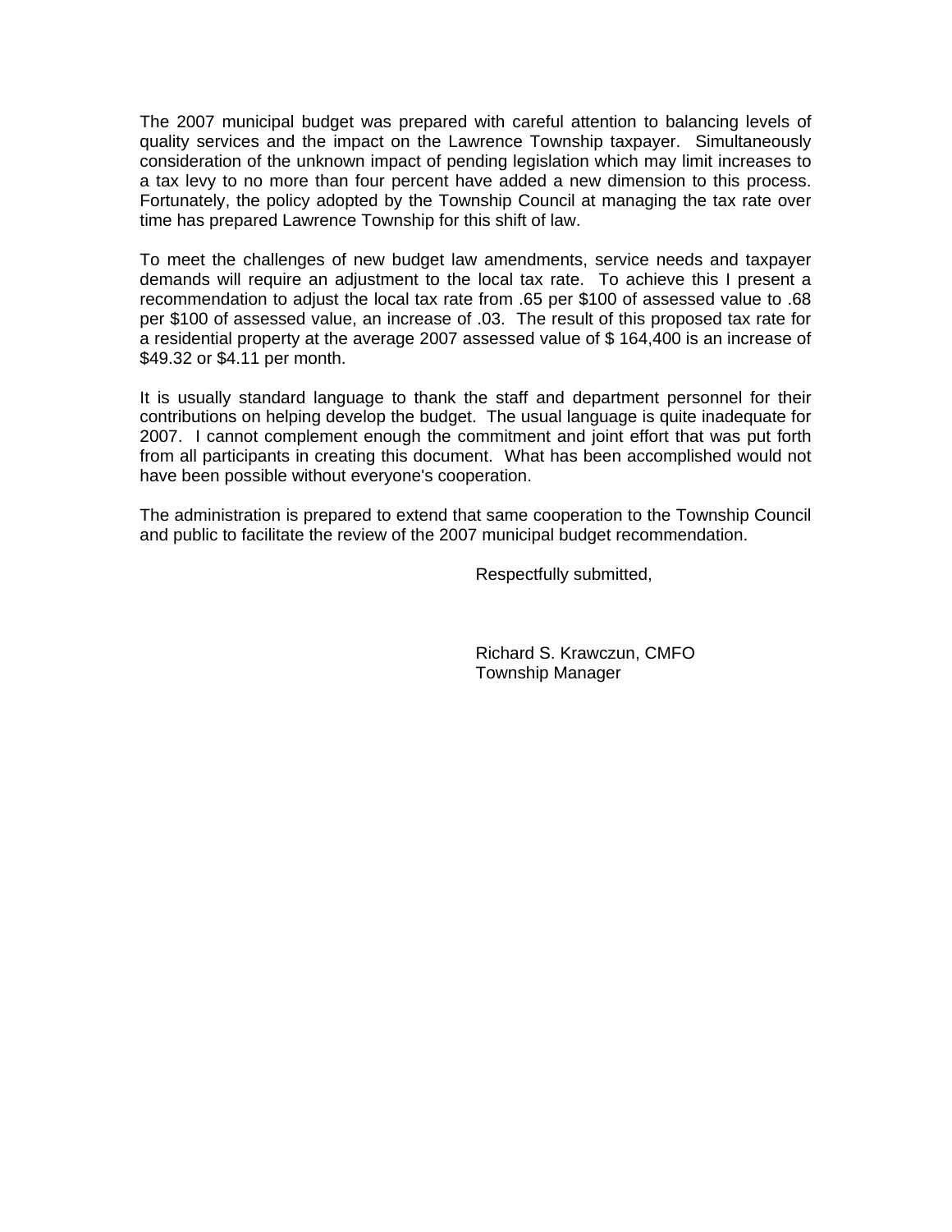The 2007 municipal budget was prepared with careful attention to balancing levels of quality services and the impact on the Lawrence Township taxpayer. Simultaneously consideration of the unknown impact of pending legislation which may limit increases to a tax levy to no more than four percent have added a new dimension to this process. Fortunately, the policy adopted by the Township Council at managing the tax rate over time has prepared Lawrence Township for this shift of law.

To meet the challenges of new budget law amendments, service needs and taxpayer demands will require an adjustment to the local tax rate. To achieve this I present a recommendation to adjust the local tax rate from .65 per $100 of assessed value to .68 per $100 of assessed value, an increase of .03. The result of this proposed tax rate for a residential property at the average 2007 assessed value of $ 164,400 is an increase of $49.32 or $4.11 per month.

It is usually standard language to thank the staff and department personnel for their contributions on helping develop the budget. The usual language is quite inadequate for 2007. I cannot complement enough the commitment and joint effort that was put forth from all participants in creating this document. What has been accomplished would not have been possible without everyone's cooperation.

The administration is prepared to extend that same cooperation to the Township Council and public to facilitate the review of the 2007 municipal budget recommendation.

Respectfully submitted,

Richard S. Krawczun, CMFO
Township Manager